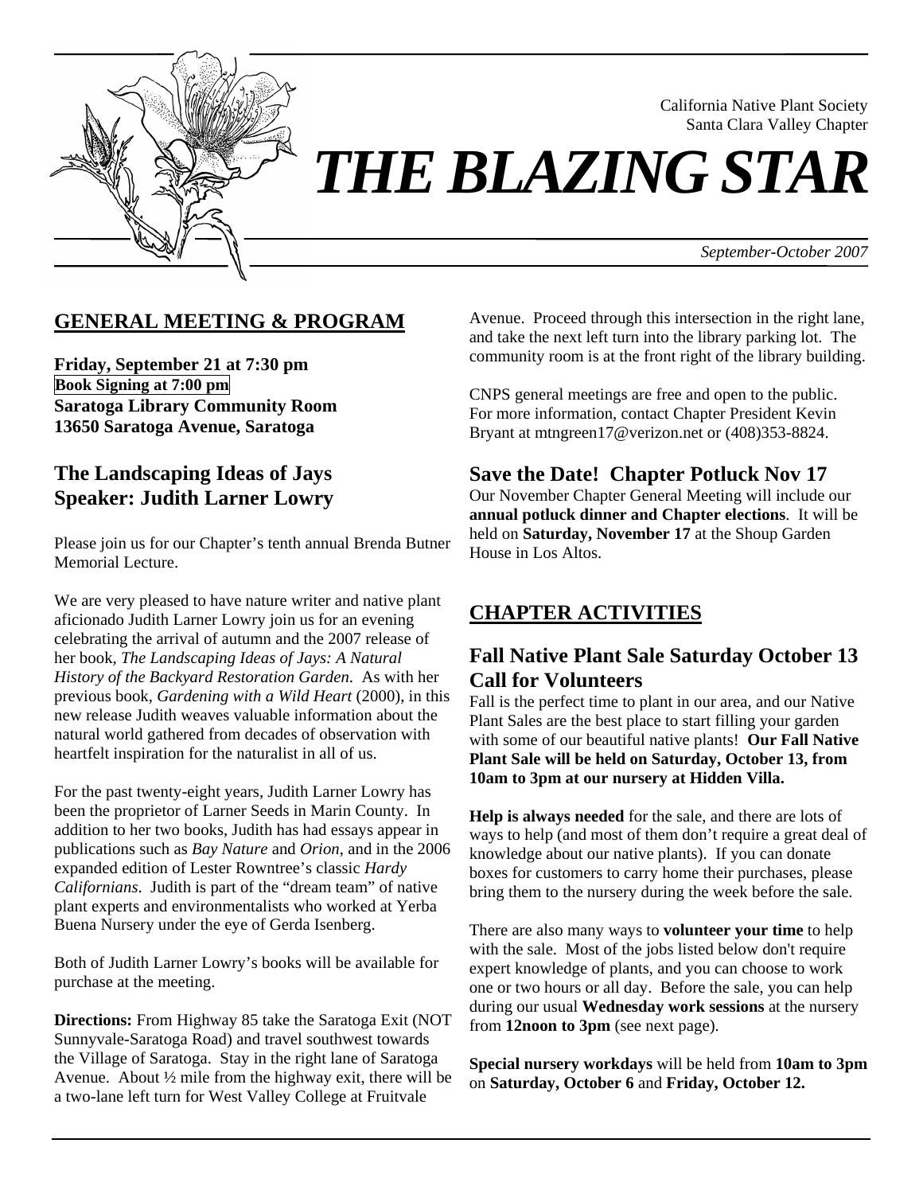California Native Plant Society
Santa Clara Valley Chapter

# *THE BLAZING STAR*

*September-October 2007*

## GENERAL MEETING & PROGRAM

**Friday, September 21 at 7:30 pm**
**Book Signing at 7:00 pm**
**Saratoga Library Community Room**
**13650 Saratoga Avenue, Saratoga**

### The Landscaping Ideas of Jays
### Speaker: Judith Larner Lowry

Please join us for our Chapter's tenth annual Brenda Butner Memorial Lecture.

We are very pleased to have nature writer and native plant aficionado Judith Larner Lowry join us for an evening celebrating the arrival of autumn and the 2007 release of her book, *The Landscaping Ideas of Jays: A Natural History of the Backyard Restoration Garden*. As with her previous book, *Gardening with a Wild Heart* (2000), in this new release Judith weaves valuable information about the natural world gathered from decades of observation with heartfelt inspiration for the naturalist in all of us.

For the past twenty-eight years, Judith Larner Lowry has been the proprietor of Larner Seeds in Marin County. In addition to her two books, Judith has had essays appear in publications such as *Bay Nature* and *Orion*, and in the 2006 expanded edition of Lester Rowntree's classic *Hardy Californians*. Judith is part of the "dream team" of native plant experts and environmentalists who worked at Yerba Buena Nursery under the eye of Gerda Isenberg.

Both of Judith Larner Lowry's books will be available for purchase at the meeting.

**Directions:** From Highway 85 take the Saratoga Exit (NOT Sunnyvale-Saratoga Road) and travel southwest towards the Village of Saratoga. Stay in the right lane of Saratoga Avenue. About ½ mile from the highway exit, there will be a two-lane left turn for West Valley College at Fruitvale Avenue. Proceed through this intersection in the right lane, and take the next left turn into the library parking lot. The community room is at the front right of the library building.

CNPS general meetings are free and open to the public. For more information, contact Chapter President Kevin Bryant at mtngreen17@verizon.net or (408)353-8824.

### Save the Date! Chapter Potluck Nov 17

Our November Chapter General Meeting will include our **annual potluck dinner and Chapter elections**. It will be held on **Saturday, November 17** at the Shoup Garden House in Los Altos.

## CHAPTER ACTIVITIES

### Fall Native Plant Sale Saturday October 13 Call for Volunteers

Fall is the perfect time to plant in our area, and our Native Plant Sales are the best place to start filling your garden with some of our beautiful native plants! **Our Fall Native Plant Sale will be held on Saturday, October 13, from 10am to 3pm at our nursery at Hidden Villa.**

**Help is always needed** for the sale, and there are lots of ways to help (and most of them don't require a great deal of knowledge about our native plants). If you can donate boxes for customers to carry home their purchases, please bring them to the nursery during the week before the sale.

There are also many ways to **volunteer your time** to help with the sale. Most of the jobs listed below don't require expert knowledge of plants, and you can choose to work one or two hours or all day. Before the sale, you can help during our usual **Wednesday work sessions** at the nursery from **12noon to 3pm** (see next page).

**Special nursery workdays** will be held from **10am to 3pm** on **Saturday, October 6** and **Friday, October 12.**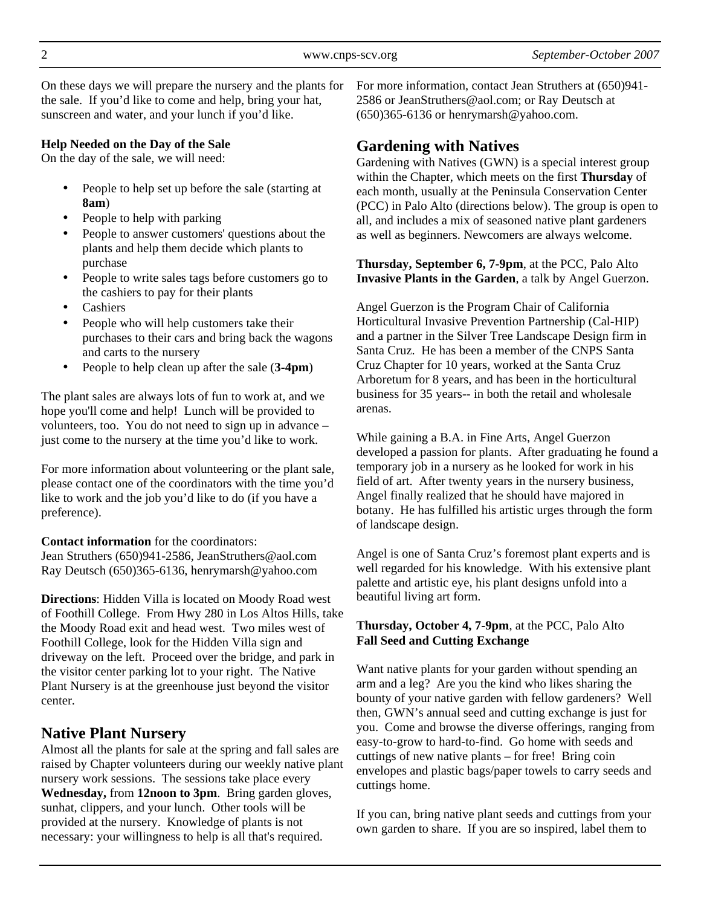On these days we will prepare the nursery and the plants for the sale. If you'd like to come and help, bring your hat, sunscreen and water, and your lunch if you'd like.

**Help Needed on the Day of the Sale**
On the day of the sale, we will need:

- People to help set up before the sale (starting at **8am**)
- People to help with parking
- People to answer customers' questions about the plants and help them decide which plants to purchase
- People to write sales tags before customers go to the cashiers to pay for their plants
- Cashiers
- People who will help customers take their purchases to their cars and bring back the wagons and carts to the nursery
- People to help clean up after the sale (**3-4pm**)

The plant sales are always lots of fun to work at, and we hope you'll come and help! Lunch will be provided to volunteers, too. You do not need to sign up in advance – just come to the nursery at the time you'd like to work.

For more information about volunteering or the plant sale, please contact one of the coordinators with the time you'd like to work and the job you'd like to do (if you have a preference).

**Contact information** for the coordinators:
Jean Struthers (650)941-2586, JeanStruthers@aol.com
Ray Deutsch (650)365-6136, henrymarsh@yahoo.com

**Directions**: Hidden Villa is located on Moody Road west of Foothill College. From Hwy 280 in Los Altos Hills, take the Moody Road exit and head west. Two miles west of Foothill College, look for the Hidden Villa sign and driveway on the left. Proceed over the bridge, and park in the visitor center parking lot to your right. The Native Plant Nursery is at the greenhouse just beyond the visitor center.

## Native Plant Nursery

Almost all the plants for sale at the spring and fall sales are raised by Chapter volunteers during our weekly native plant nursery work sessions. The sessions take place every **Wednesday,** from **12noon to 3pm**. Bring garden gloves, sunhat, clippers, and your lunch. Other tools will be provided at the nursery. Knowledge of plants is not necessary: your willingness to help is all that's required.

For more information, contact Jean Struthers at (650)941-2586 or JeanStruthers@aol.com; or Ray Deutsch at (650)365-6136 or henrymarsh@yahoo.com.

## Gardening with Natives

Gardening with Natives (GWN) is a special interest group within the Chapter, which meets on the first **Thursday** of each month, usually at the Peninsula Conservation Center (PCC) in Palo Alto (directions below). The group is open to all, and includes a mix of seasoned native plant gardeners as well as beginners. Newcomers are always welcome.

**Thursday, September 6, 7-9pm**, at the PCC, Palo Alto
**Invasive Plants in the Garden**, a talk by Angel Guerzon.

Angel Guerzon is the Program Chair of California Horticultural Invasive Prevention Partnership (Cal-HIP) and a partner in the Silver Tree Landscape Design firm in Santa Cruz. He has been a member of the CNPS Santa Cruz Chapter for 10 years, worked at the Santa Cruz Arboretum for 8 years, and has been in the horticultural business for 35 years-- in both the retail and wholesale arenas.

While gaining a B.A. in Fine Arts, Angel Guerzon developed a passion for plants. After graduating he found a temporary job in a nursery as he looked for work in his field of art. After twenty years in the nursery business, Angel finally realized that he should have majored in botany. He has fulfilled his artistic urges through the form of landscape design.

Angel is one of Santa Cruz's foremost plant experts and is well regarded for his knowledge. With his extensive plant palette and artistic eye, his plant designs unfold into a beautiful living art form.

**Thursday, October 4, 7-9pm**, at the PCC, Palo Alto
**Fall Seed and Cutting Exchange**

Want native plants for your garden without spending an arm and a leg? Are you the kind who likes sharing the bounty of your native garden with fellow gardeners? Well then, GWN's annual seed and cutting exchange is just for you. Come and browse the diverse offerings, ranging from easy-to-grow to hard-to-find. Go home with seeds and cuttings of new native plants – for free! Bring coin envelopes and plastic bags/paper towels to carry seeds and cuttings home.

If you can, bring native plant seeds and cuttings from your own garden to share. If you are so inspired, label them to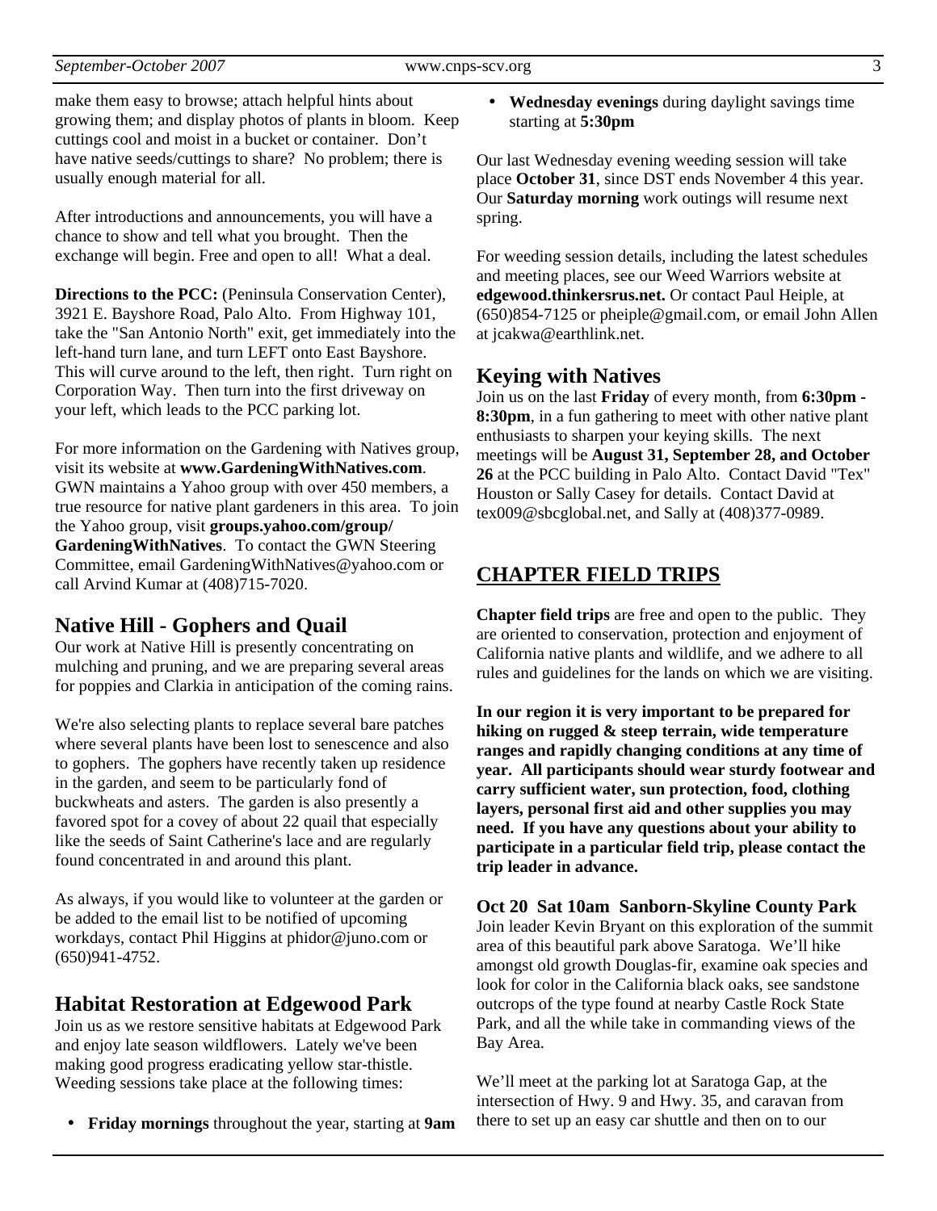make them easy to browse; attach helpful hints about growing them; and display photos of plants in bloom. Keep cuttings cool and moist in a bucket or container. Don't have native seeds/cuttings to share? No problem; there is usually enough material for all.

After introductions and announcements, you will have a chance to show and tell what you brought. Then the exchange will begin. Free and open to all! What a deal.

**Directions to the PCC:** (Peninsula Conservation Center), 3921 E. Bayshore Road, Palo Alto. From Highway 101, take the "San Antonio North" exit, get immediately into the left-hand turn lane, and turn LEFT onto East Bayshore. This will curve around to the left, then right. Turn right on Corporation Way. Then turn into the first driveway on your left, which leads to the PCC parking lot.

For more information on the Gardening with Natives group, visit its website at **www.GardeningWithNatives.com**. GWN maintains a Yahoo group with over 450 members, a true resource for native plant gardeners in this area. To join the Yahoo group, visit **groups.yahoo.com/group/GardeningWithNatives**. To contact the GWN Steering Committee, email GardeningWithNatives@yahoo.com or call Arvind Kumar at (408)715-7020.

## Native Hill - Gophers and Quail

Our work at Native Hill is presently concentrating on mulching and pruning, and we are preparing several areas for poppies and Clarkia in anticipation of the coming rains.

We're also selecting plants to replace several bare patches where several plants have been lost to senescence and also to gophers. The gophers have recently taken up residence in the garden, and seem to be particularly fond of buckwheats and asters. The garden is also presently a favored spot for a covey of about 22 quail that especially like the seeds of Saint Catherine's lace and are regularly found concentrated in and around this plant.

As always, if you would like to volunteer at the garden or be added to the email list to be notified of upcoming workdays, contact Phil Higgins at phidor@juno.com or (650)941-4752.

## Habitat Restoration at Edgewood Park

Join us as we restore sensitive habitats at Edgewood Park and enjoy late season wildflowers. Lately we've been making good progress eradicating yellow star-thistle. Weeding sessions take place at the following times:

- **Friday mornings** throughout the year, starting at **9am**
- **Wednesday evenings** during daylight savings time starting at **5:30pm**

Our last Wednesday evening weeding session will take place **October 31**, since DST ends November 4 this year. Our **Saturday morning** work outings will resume next spring.

For weeding session details, including the latest schedules and meeting places, see our Weed Warriors website at **edgewood.thinkersrus.net.** Or contact Paul Heiple, at (650)854-7125 or pheiple@gmail.com, or email John Allen at jcakwa@earthlink.net.

## Keying with Natives

Join us on the last **Friday** of every month, from **6:30pm - 8:30pm**, in a fun gathering to meet with other native plant enthusiasts to sharpen your keying skills. The next meetings will be **August 31, September 28, and October 26** at the PCC building in Palo Alto. Contact David "Tex" Houston or Sally Casey for details. Contact David at tex009@sbcglobal.net, and Sally at (408)377-0989.

# CHAPTER FIELD TRIPS

**Chapter field trips** are free and open to the public. They are oriented to conservation, protection and enjoyment of California native plants and wildlife, and we adhere to all rules and guidelines for the lands on which we are visiting.

**In our region it is very important to be prepared for hiking on rugged & steep terrain, wide temperature ranges and rapidly changing conditions at any time of year. All participants should wear sturdy footwear and carry sufficient water, sun protection, food, clothing layers, personal first aid and other supplies you may need. If you have any questions about your ability to participate in a particular field trip, please contact the trip leader in advance.**

**Oct 20 Sat 10am Sanborn-Skyline County Park**

Join leader Kevin Bryant on this exploration of the summit area of this beautiful park above Saratoga. We'll hike amongst old growth Douglas-fir, examine oak species and look for color in the California black oaks, see sandstone outcrops of the type found at nearby Castle Rock State Park, and all the while take in commanding views of the Bay Area.

We'll meet at the parking lot at Saratoga Gap, at the intersection of Hwy. 9 and Hwy. 35, and caravan from there to set up an easy car shuttle and then on to our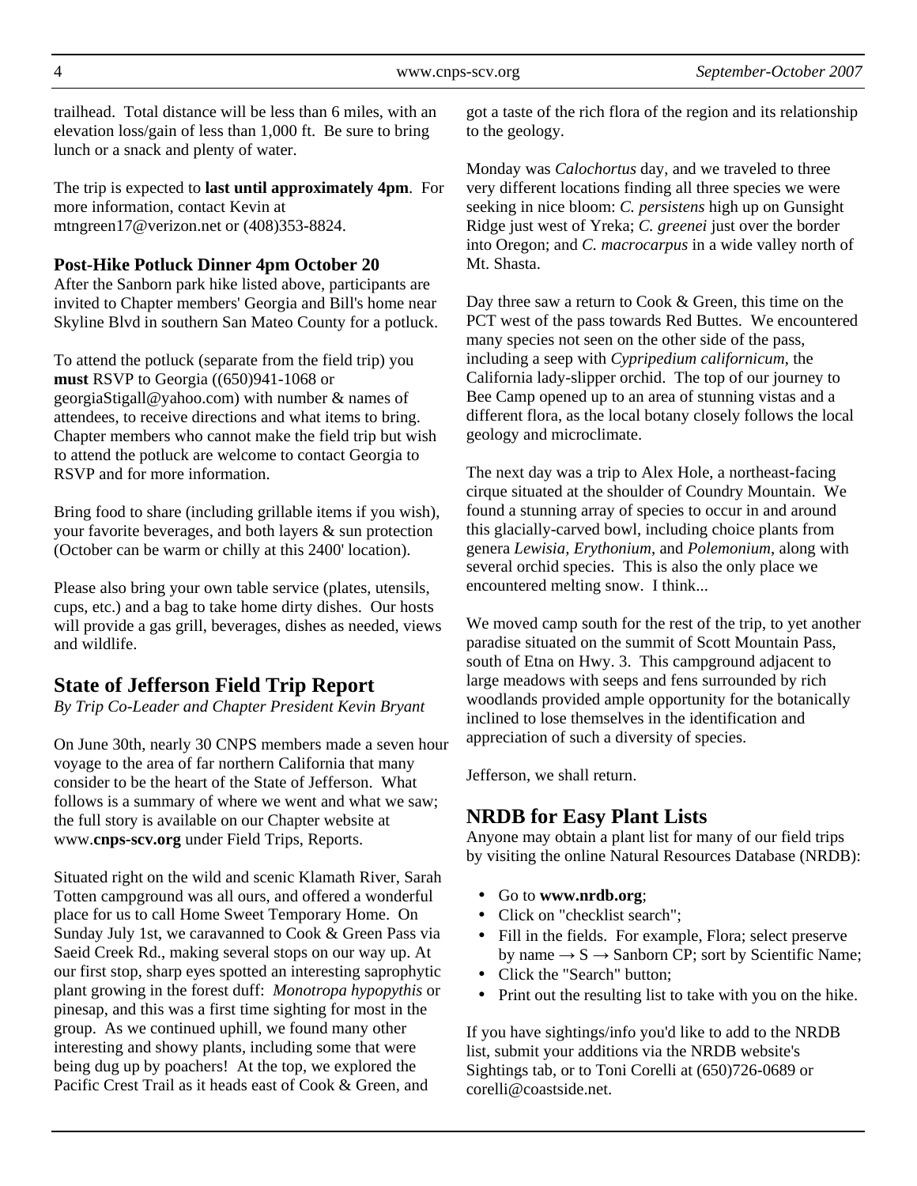trailhead. Total distance will be less than 6 miles, with an elevation loss/gain of less than 1,000 ft. Be sure to bring lunch or a snack and plenty of water.

The trip is expected to **last until approximately 4pm**. For more information, contact Kevin at mtngreen17@verizon.net or (408)353-8824.

### Post-Hike Potluck Dinner 4pm October 20

After the Sanborn park hike listed above, participants are invited to Chapter members' Georgia and Bill's home near Skyline Blvd in southern San Mateo County for a potluck.

To attend the potluck (separate from the field trip) you **must** RSVP to Georgia ((650)941-1068 or georgiaStigall@yahoo.com) with number & names of attendees, to receive directions and what items to bring. Chapter members who cannot make the field trip but wish to attend the potluck are welcome to contact Georgia to RSVP and for more information.

Bring food to share (including grillable items if you wish), your favorite beverages, and both layers & sun protection (October can be warm or chilly at this 2400' location).

Please also bring your own table service (plates, utensils, cups, etc.) and a bag to take home dirty dishes. Our hosts will provide a gas grill, beverages, dishes as needed, views and wildlife.

## State of Jefferson Field Trip Report

*By Trip Co-Leader and Chapter President Kevin Bryant*

On June 30th, nearly 30 CNPS members made a seven hour voyage to the area of far northern California that many consider to be the heart of the State of Jefferson. What follows is a summary of where we went and what we saw; the full story is available on our Chapter website at www.**cnps-scv.org** under Field Trips, Reports.

Situated right on the wild and scenic Klamath River, Sarah Totten campground was all ours, and offered a wonderful place for us to call Home Sweet Temporary Home. On Sunday July 1st, we caravanned to Cook & Green Pass via Saeid Creek Rd., making several stops on our way up. At our first stop, sharp eyes spotted an interesting saprophytic plant growing in the forest duff: *Monotropa hypopythis* or pinesap, and this was a first time sighting for most in the group. As we continued uphill, we found many other interesting and showy plants, including some that were being dug up by poachers! At the top, we explored the Pacific Crest Trail as it heads east of Cook & Green, and got a taste of the rich flora of the region and its relationship to the geology.

Monday was *Calochortus* day, and we traveled to three very different locations finding all three species we were seeking in nice bloom: *C. persistens* high up on Gunsight Ridge just west of Yreka; *C. greenei* just over the border into Oregon; and *C. macrocarpus* in a wide valley north of Mt. Shasta.

Day three saw a return to Cook & Green, this time on the PCT west of the pass towards Red Buttes. We encountered many species not seen on the other side of the pass, including a seep with *Cypripedium californicum*, the California lady-slipper orchid. The top of our journey to Bee Camp opened up to an area of stunning vistas and a different flora, as the local botany closely follows the local geology and microclimate.

The next day was a trip to Alex Hole, a northeast-facing cirque situated at the shoulder of Coundry Mountain. We found a stunning array of species to occur in and around this glacially-carved bowl, including choice plants from genera *Lewisia*, *Erythonium*, and *Polemonium*, along with several orchid species. This is also the only place we encountered melting snow. I think...

We moved camp south for the rest of the trip, to yet another paradise situated on the summit of Scott Mountain Pass, south of Etna on Hwy. 3. This campground adjacent to large meadows with seeps and fens surrounded by rich woodlands provided ample opportunity for the botanically inclined to lose themselves in the identification and appreciation of such a diversity of species.

Jefferson, we shall return.

## NRDB for Easy Plant Lists

Anyone may obtain a plant list for many of our field trips by visiting the online Natural Resources Database (NRDB):

- Go to **www.nrdb.org**;
- Click on "checklist search";
- Fill in the fields. For example, Flora; select preserve by name → S → Sanborn CP; sort by Scientific Name;
- Click the "Search" button;
- Print out the resulting list to take with you on the hike.

If you have sightings/info you'd like to add to the NRDB list, submit your additions via the NRDB website's Sightings tab, or to Toni Corelli at (650)726-0689 or corelli@coastside.net.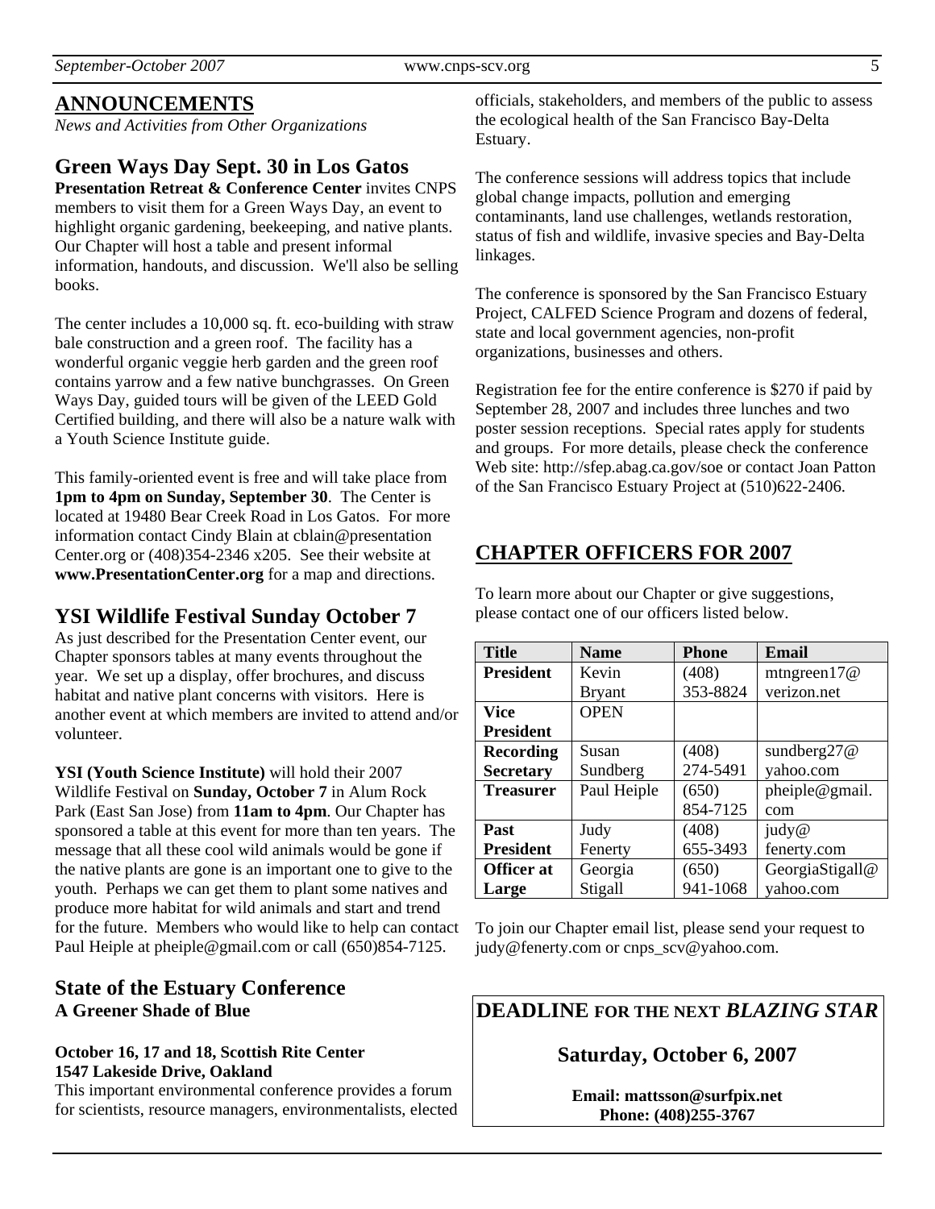## ANNOUNCEMENTS

*News and Activities from Other Organizations*

### Green Ways Day Sept. 30 in Los Gatos

**Presentation Retreat & Conference Center** invites CNPS members to visit them for a Green Ways Day, an event to highlight organic gardening, beekeeping, and native plants. Our Chapter will host a table and present informal information, handouts, and discussion. We'll also be selling books.

The center includes a 10,000 sq. ft. eco-building with straw bale construction and a green roof. The facility has a wonderful organic veggie herb garden and the green roof contains yarrow and a few native bunchgrasses. On Green Ways Day, guided tours will be given of the LEED Gold Certified building, and there will also be a nature walk with a Youth Science Institute guide.

This family-oriented event is free and will take place from **1pm to 4pm on Sunday, September 30**. The Center is located at 19480 Bear Creek Road in Los Gatos. For more information contact Cindy Blain at cblain@presentation Center.org or (408)354-2346 x205. See their website at **www.PresentationCenter.org** for a map and directions.

### YSI Wildlife Festival Sunday October 7

As just described for the Presentation Center event, our Chapter sponsors tables at many events throughout the year. We set up a display, offer brochures, and discuss habitat and native plant concerns with visitors. Here is another event at which members are invited to attend and/or volunteer.

**YSI (Youth Science Institute)** will hold their 2007 Wildlife Festival on **Sunday, October 7** in Alum Rock Park (East San Jose) from **11am to 4pm**. Our Chapter has sponsored a table at this event for more than ten years. The message that all these cool wild animals would be gone if the native plants are gone is an important one to give to the youth. Perhaps we can get them to plant some natives and produce more habitat for wild animals and start and trend for the future. Members who would like to help can contact Paul Heiple at pheiple@gmail.com or call (650)854-7125.

### State of the Estuary Conference

**A Greener Shade of Blue**

**October 16, 17 and 18, Scottish Rite Center**
**1547 Lakeside Drive, Oakland**

This important environmental conference provides a forum for scientists, resource managers, environmentalists, elected officials, stakeholders, and members of the public to assess the ecological health of the San Francisco Bay-Delta Estuary.

The conference sessions will address topics that include global change impacts, pollution and emerging contaminants, land use challenges, wetlands restoration, status of fish and wildlife, invasive species and Bay-Delta linkages.

The conference is sponsored by the San Francisco Estuary Project, CALFED Science Program and dozens of federal, state and local government agencies, non-profit organizations, businesses and others.

Registration fee for the entire conference is $270 if paid by September 28, 2007 and includes three lunches and two poster session receptions. Special rates apply for students and groups. For more details, please check the conference Web site: http://sfep.abag.ca.gov/soe or contact Joan Patton of the San Francisco Estuary Project at (510)622-2406.

## CHAPTER OFFICERS FOR 2007

To learn more about our Chapter or give suggestions, please contact one of our officers listed below.

| Title | Name | Phone | Email |
|---|---|---|---|
| **President** | Kevin Bryant | (408) 353-8824 | mtngreen17@verizon.net |
| **Vice President** | OPEN | | |
| **Recording Secretary** | Susan Sundberg | (408) 274-5491 | sundberg27@yahoo.com |
| **Treasurer** | Paul Heiple | (650) 854-7125 | pheiple@gmail.com |
| **Past President** | Judy Fenerty | (408) 655-3493 | judy@fenerty.com |
| **Officer at Large** | Georgia Stigall | (650) 941-1068 | GeorgiaStigall@yahoo.com |

To join our Chapter email list, please send your request to judy@fenerty.com or cnps_scv@yahoo.com.

**DEADLINE FOR THE NEXT *BLAZING STAR***

**Saturday, October 6, 2007**

**Email: mattsson@surfpix.net**
**Phone: (408)255-3767**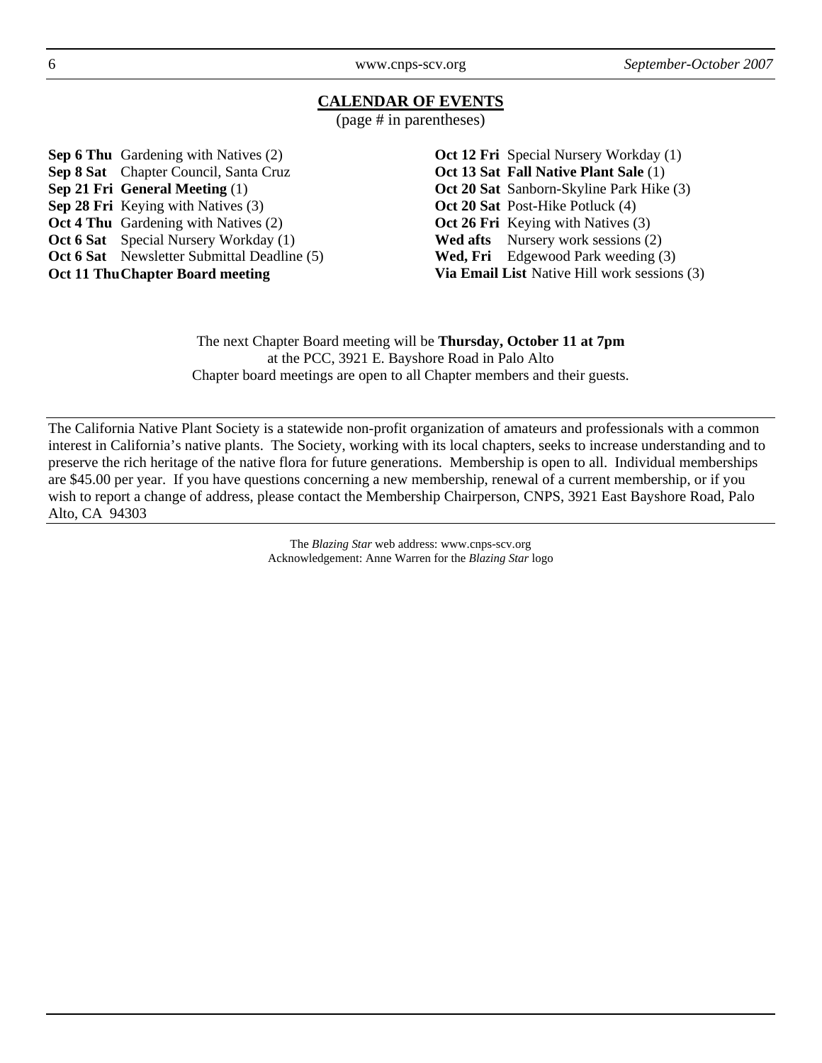## CALENDAR OF EVENTS

(page # in parentheses)

**Sep 6 Thu** Gardening with Natives (2)
**Sep 8 Sat** Chapter Council, Santa Cruz
**Sep 21 Fri** **General Meeting** (1)
**Sep 28 Fri** Keying with Natives (3)
**Oct 4 Thu** Gardening with Natives (2)
**Oct 6 Sat** Special Nursery Workday (1)
**Oct 6 Sat** Newsletter Submittal Deadline (5)
**Oct 11 Thu** **Chapter Board meeting**
**Oct 12 Fri** Special Nursery Workday (1)
**Oct 13 Sat** **Fall Native Plant Sale** (1)
**Oct 20 Sat** Sanborn-Skyline Park Hike (3)
**Oct 20 Sat** Post-Hike Potluck (4)
**Oct 26 Fri** Keying with Natives (3)
**Wed afts** Nursery work sessions (2)
**Wed, Fri** Edgewood Park weeding (3)
**Via Email List** Native Hill work sessions (3)

The next Chapter Board meeting will be **Thursday, October 11 at 7pm** at the PCC, 3921 E. Bayshore Road in Palo Alto
Chapter board meetings are open to all Chapter members and their guests.

---

The California Native Plant Society is a statewide non-profit organization of amateurs and professionals with a common interest in California's native plants. The Society, working with its local chapters, seeks to increase understanding and to preserve the rich heritage of the native flora for future generations. Membership is open to all. Individual memberships are $45.00 per year. If you have questions concerning a new membership, renewal of a current membership, or if you wish to report a change of address, please contact the Membership Chairperson, CNPS, 3921 East Bayshore Road, Palo Alto, CA 94303

---

The *Blazing Star* web address: www.cnps-scv.org
Acknowledgement: Anne Warren for the *Blazing Star* logo